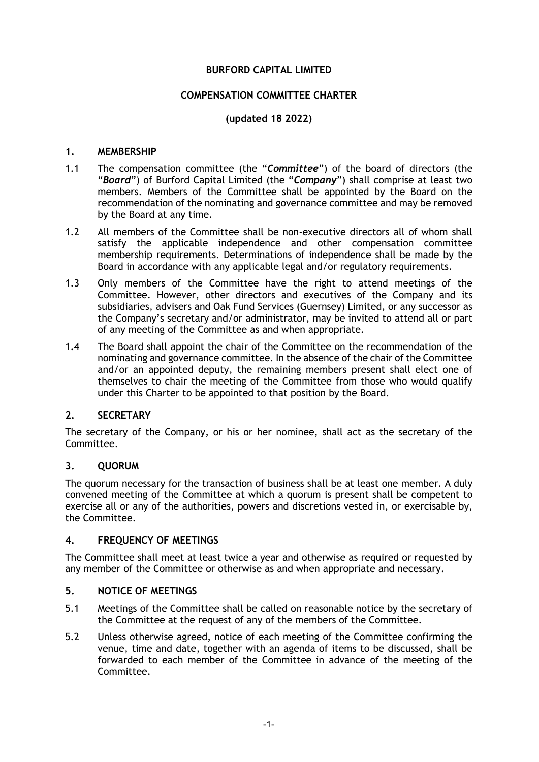**BURFORD CAPITAL LIMITED**

**COMPENSATION COMMITTEE CHARTER**

**(updated 18 2022)**

## 1. MEMBERSHIP

1.1 The compensation committee (the "***Committee***") of the board of directors (the "***Board***") of Burford Capital Limited (the "***Company***") shall comprise at least two members. Members of the Committee shall be appointed by the Board on the recommendation of the nominating and governance committee and may be removed by the Board at any time.

1.2 All members of the Committee shall be non-executive directors all of whom shall satisfy the applicable independence and other compensation committee membership requirements. Determinations of independence shall be made by the Board in accordance with any applicable legal and/or regulatory requirements.

1.3 Only members of the Committee have the right to attend meetings of the Committee. However, other directors and executives of the Company and its subsidiaries, advisers and Oak Fund Services (Guernsey) Limited, or any successor as the Company's secretary and/or administrator, may be invited to attend all or part of any meeting of the Committee as and when appropriate.

1.4 The Board shall appoint the chair of the Committee on the recommendation of the nominating and governance committee. In the absence of the chair of the Committee and/or an appointed deputy, the remaining members present shall elect one of themselves to chair the meeting of the Committee from those who would qualify under this Charter to be appointed to that position by the Board.

## 2. SECRETARY

The secretary of the Company, or his or her nominee, shall act as the secretary of the Committee.

## 3. QUORUM

The quorum necessary for the transaction of business shall be at least one member. A duly convened meeting of the Committee at which a quorum is present shall be competent to exercise all or any of the authorities, powers and discretions vested in, or exercisable by, the Committee.

## 4. FREQUENCY OF MEETINGS

The Committee shall meet at least twice a year and otherwise as required or requested by any member of the Committee or otherwise as and when appropriate and necessary.

## 5. NOTICE OF MEETINGS

5.1 Meetings of the Committee shall be called on reasonable notice by the secretary of the Committee at the request of any of the members of the Committee.

5.2 Unless otherwise agreed, notice of each meeting of the Committee confirming the venue, time and date, together with an agenda of items to be discussed, shall be forwarded to each member of the Committee in advance of the meeting of the Committee.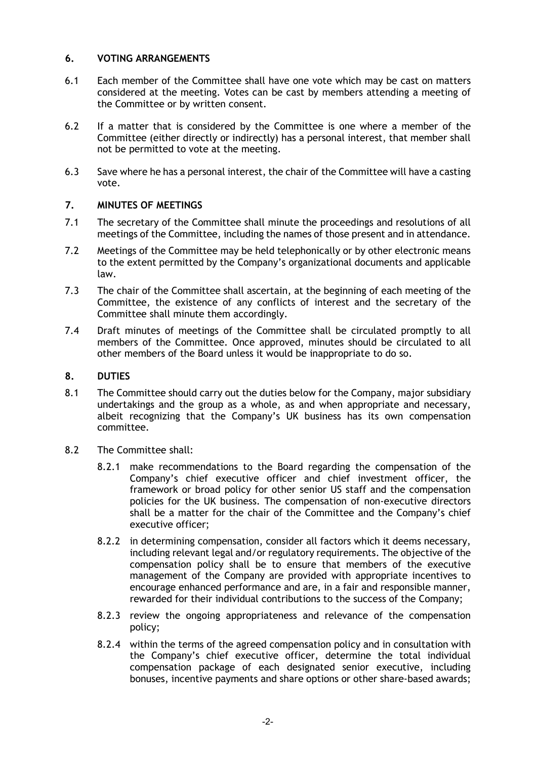## 6. VOTING ARRANGEMENTS

6.1 Each member of the Committee shall have one vote which may be cast on matters considered at the meeting. Votes can be cast by members attending a meeting of the Committee or by written consent.

6.2 If a matter that is considered by the Committee is one where a member of the Committee (either directly or indirectly) has a personal interest, that member shall not be permitted to vote at the meeting.

6.3 Save where he has a personal interest, the chair of the Committee will have a casting vote.

## 7. MINUTES OF MEETINGS

7.1 The secretary of the Committee shall minute the proceedings and resolutions of all meetings of the Committee, including the names of those present and in attendance.

7.2 Meetings of the Committee may be held telephonically or by other electronic means to the extent permitted by the Company's organizational documents and applicable law.

7.3 The chair of the Committee shall ascertain, at the beginning of each meeting of the Committee, the existence of any conflicts of interest and the secretary of the Committee shall minute them accordingly.

7.4 Draft minutes of meetings of the Committee shall be circulated promptly to all members of the Committee. Once approved, minutes should be circulated to all other members of the Board unless it would be inappropriate to do so.

## 8. DUTIES

8.1 The Committee should carry out the duties below for the Company, major subsidiary undertakings and the group as a whole, as and when appropriate and necessary, albeit recognizing that the Company's UK business has its own compensation committee.

8.2 The Committee shall:

8.2.1 make recommendations to the Board regarding the compensation of the Company's chief executive officer and chief investment officer, the framework or broad policy for other senior US staff and the compensation policies for the UK business. The compensation of non-executive directors shall be a matter for the chair of the Committee and the Company's chief executive officer;

8.2.2 in determining compensation, consider all factors which it deems necessary, including relevant legal and/or regulatory requirements. The objective of the compensation policy shall be to ensure that members of the executive management of the Company are provided with appropriate incentives to encourage enhanced performance and are, in a fair and responsible manner, rewarded for their individual contributions to the success of the Company;

8.2.3 review the ongoing appropriateness and relevance of the compensation policy;

8.2.4 within the terms of the agreed compensation policy and in consultation with the Company's chief executive officer, determine the total individual compensation package of each designated senior executive, including bonuses, incentive payments and share options or other share-based awards;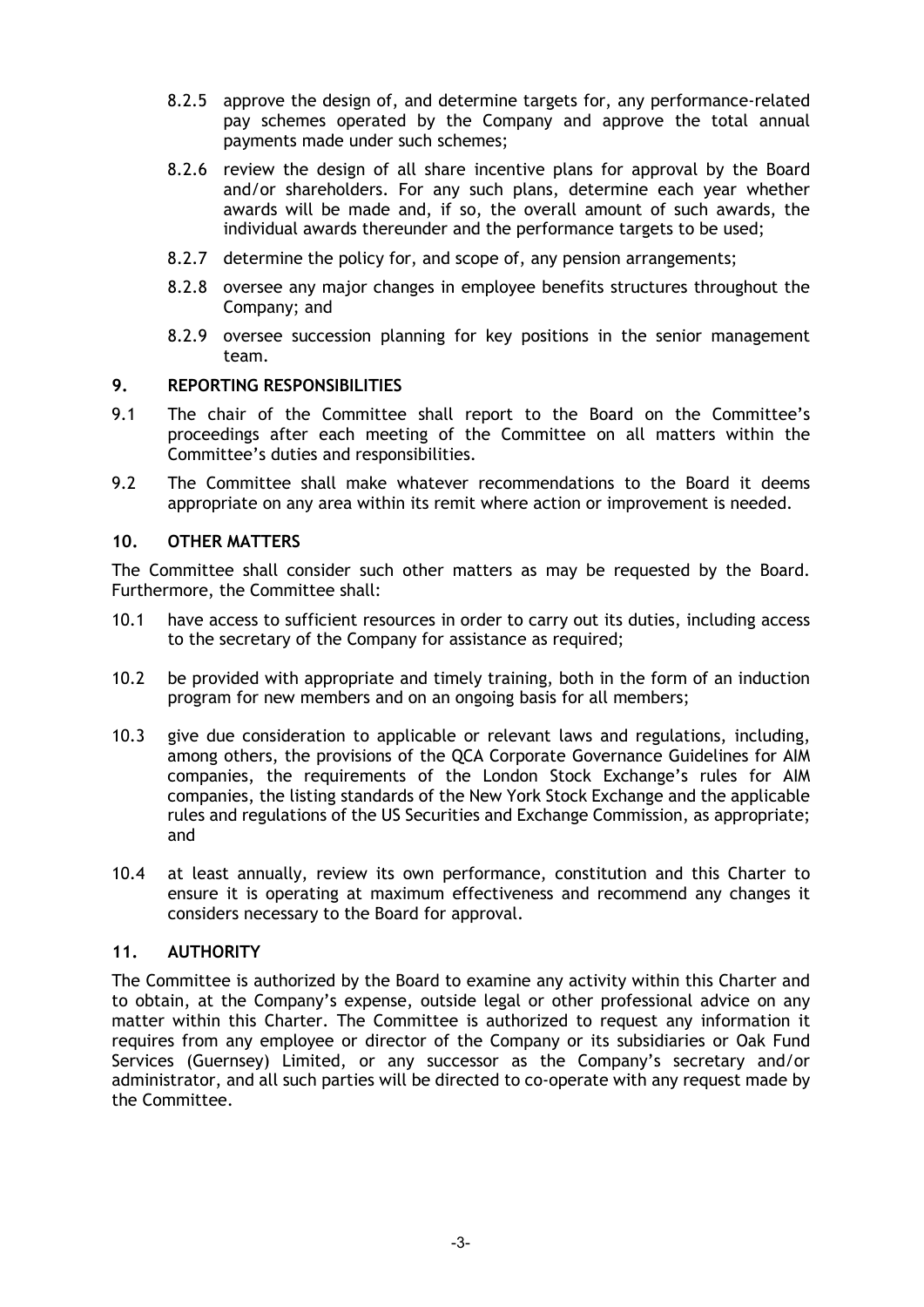8.2.5 approve the design of, and determine targets for, any performance-related pay schemes operated by the Company and approve the total annual payments made under such schemes;

8.2.6 review the design of all share incentive plans for approval by the Board and/or shareholders. For any such plans, determine each year whether awards will be made and, if so, the overall amount of such awards, the individual awards thereunder and the performance targets to be used;

8.2.7 determine the policy for, and scope of, any pension arrangements;

8.2.8 oversee any major changes in employee benefits structures throughout the Company; and

8.2.9 oversee succession planning for key positions in the senior management team.

## 9. REPORTING RESPONSIBILITIES

9.1 The chair of the Committee shall report to the Board on the Committee's proceedings after each meeting of the Committee on all matters within the Committee's duties and responsibilities.

9.2 The Committee shall make whatever recommendations to the Board it deems appropriate on any area within its remit where action or improvement is needed.

## 10. OTHER MATTERS

The Committee shall consider such other matters as may be requested by the Board. Furthermore, the Committee shall:

10.1 have access to sufficient resources in order to carry out its duties, including access to the secretary of the Company for assistance as required;

10.2 be provided with appropriate and timely training, both in the form of an induction program for new members and on an ongoing basis for all members;

10.3 give due consideration to applicable or relevant laws and regulations, including, among others, the provisions of the QCA Corporate Governance Guidelines for AIM companies, the requirements of the London Stock Exchange's rules for AIM companies, the listing standards of the New York Stock Exchange and the applicable rules and regulations of the US Securities and Exchange Commission, as appropriate; and

10.4 at least annually, review its own performance, constitution and this Charter to ensure it is operating at maximum effectiveness and recommend any changes it considers necessary to the Board for approval.

## 11. AUTHORITY

The Committee is authorized by the Board to examine any activity within this Charter and to obtain, at the Company's expense, outside legal or other professional advice on any matter within this Charter. The Committee is authorized to request any information it requires from any employee or director of the Company or its subsidiaries or Oak Fund Services (Guernsey) Limited, or any successor as the Company's secretary and/or administrator, and all such parties will be directed to co-operate with any request made by the Committee.